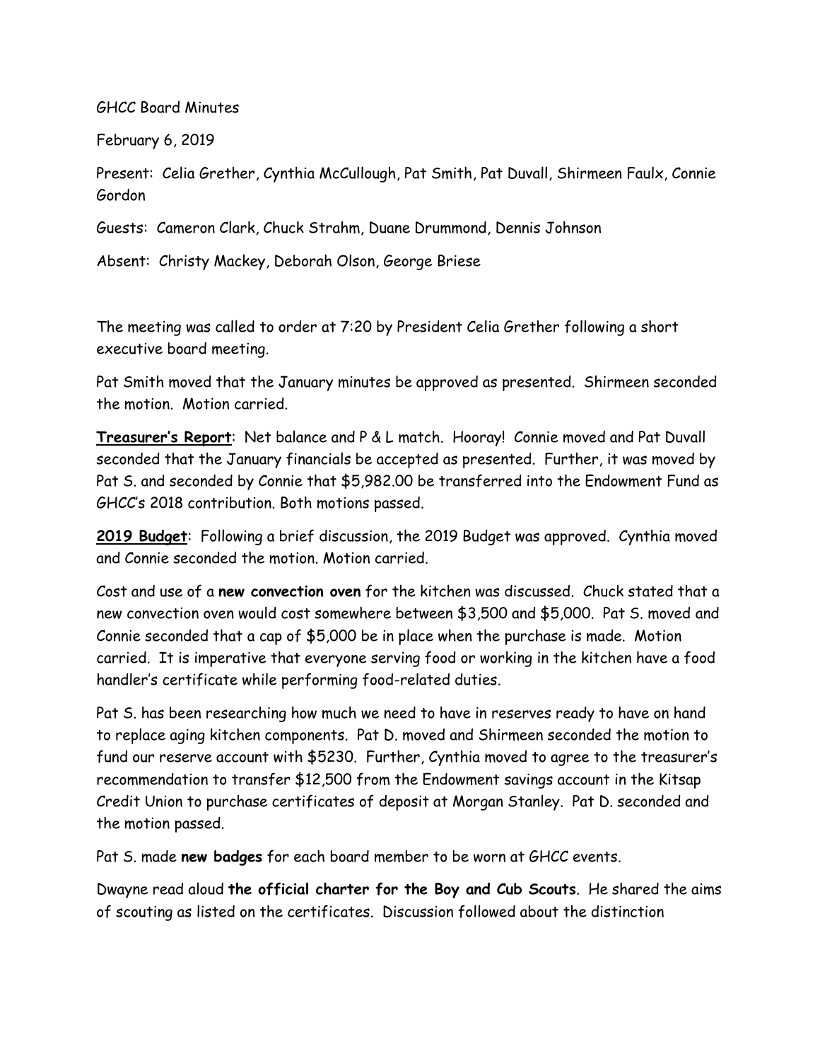GHCC Board Minutes

February 6, 2019

Present: Celia Grether, Cynthia McCullough, Pat Smith, Pat Duvall, Shirmeen Faulx, Connie Gordon

Guests: Cameron Clark, Chuck Strahm, Duane Drummond, Dennis Johnson

Absent: Christy Mackey, Deborah Olson, George Briese

The meeting was called to order at 7:20 by President Celia Grether following a short executive board meeting.

Pat Smith moved that the January minutes be approved as presented. Shirmeen seconded the motion. Motion carried.

**Treasurer's Report**: Net balance and P & L match. Hooray! Connie moved and Pat Duvall seconded that the January financials be accepted as presented. Further, it was moved by Pat S. and seconded by Connie that $5,982.00 be transferred into the Endowment Fund as GHCC's 2018 contribution. Both motions passed.

**2019 Budget**: Following a brief discussion, the 2019 Budget was approved. Cynthia moved and Connie seconded the motion. Motion carried.

Cost and use of a **new convection oven** for the kitchen was discussed. Chuck stated that a new convection oven would cost somewhere between $3,500 and $5,000. Pat S. moved and Connie seconded that a cap of $5,000 be in place when the purchase is made. Motion carried. It is imperative that everyone serving food or working in the kitchen have a food handler's certificate while performing food-related duties.

Pat S. has been researching how much we need to have in reserves ready to have on hand to replace aging kitchen components. Pat D. moved and Shirmeen seconded the motion to fund our reserve account with $5230. Further, Cynthia moved to agree to the treasurer's recommendation to transfer $12,500 from the Endowment savings account in the Kitsap Credit Union to purchase certificates of deposit at Morgan Stanley. Pat D. seconded and the motion passed.

Pat S. made **new badges** for each board member to be worn at GHCC events.

Dwayne read aloud **the official charter for the Boy and Cub Scouts**. He shared the aims of scouting as listed on the certificates. Discussion followed about the distinction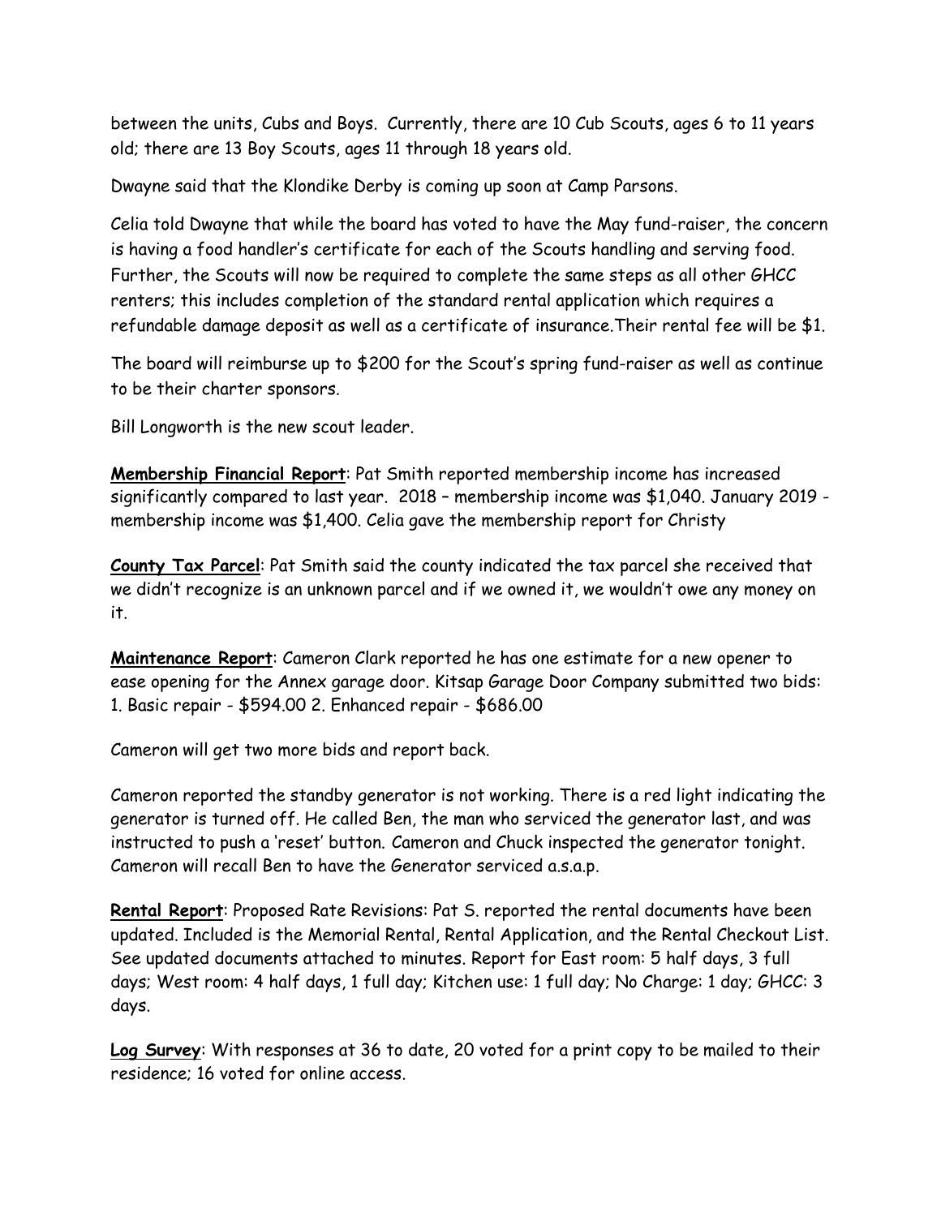between the units, Cubs and Boys. Currently, there are 10 Cub Scouts, ages 6 to 11 years old; there are 13 Boy Scouts, ages 11 through 18 years old.

Dwayne said that the Klondike Derby is coming up soon at Camp Parsons.

Celia told Dwayne that while the board has voted to have the May fund-raiser, the concern is having a food handler's certificate for each of the Scouts handling and serving food. Further, the Scouts will now be required to complete the same steps as all other GHCC renters; this includes completion of the standard rental application which requires a refundable damage deposit as well as a certificate of insurance.Their rental fee will be $1.

The board will reimburse up to $200 for the Scout's spring fund-raiser as well as continue to be their charter sponsors.

Bill Longworth is the new scout leader.

**Membership Financial Report**: Pat Smith reported membership income has increased significantly compared to last year. 2018 – membership income was $1,040. January 2019 - membership income was $1,400. Celia gave the membership report for Christy

**County Tax Parcel**: Pat Smith said the county indicated the tax parcel she received that we didn't recognize is an unknown parcel and if we owned it, we wouldn't owe any money on it.

**Maintenance Report**: Cameron Clark reported he has one estimate for a new opener to ease opening for the Annex garage door. Kitsap Garage Door Company submitted two bids: 1. Basic repair - $594.00 2. Enhanced repair - $686.00

Cameron will get two more bids and report back.

Cameron reported the standby generator is not working. There is a red light indicating the generator is turned off. He called Ben, the man who serviced the generator last, and was instructed to push a 'reset' button. Cameron and Chuck inspected the generator tonight. Cameron will recall Ben to have the Generator serviced a.s.a.p.

**Rental Report**: Proposed Rate Revisions: Pat S. reported the rental documents have been updated. Included is the Memorial Rental, Rental Application, and the Rental Checkout List. See updated documents attached to minutes. Report for East room: 5 half days, 3 full days; West room: 4 half days, 1 full day; Kitchen use: 1 full day; No Charge: 1 day; GHCC: 3 days.

**Log Survey**: With responses at 36 to date, 20 voted for a print copy to be mailed to their residence; 16 voted for online access.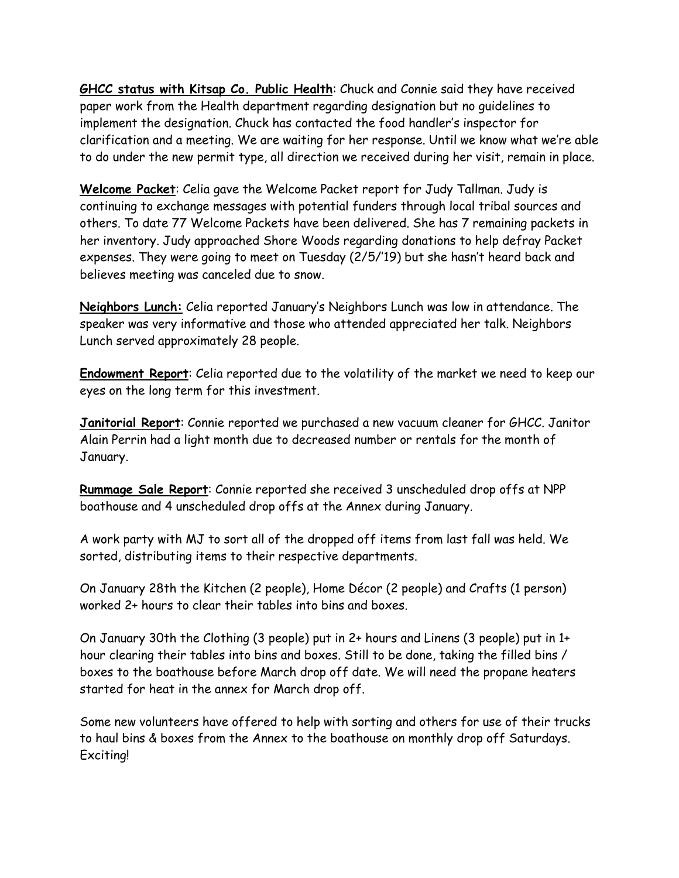**GHCC status with Kitsap Co. Public Health**: Chuck and Connie said they have received paper work from the Health department regarding designation but no guidelines to implement the designation. Chuck has contacted the food handler's inspector for clarification and a meeting. We are waiting for her response. Until we know what we're able to do under the new permit type, all direction we received during her visit, remain in place.

**Welcome Packet**: Celia gave the Welcome Packet report for Judy Tallman. Judy is continuing to exchange messages with potential funders through local tribal sources and others. To date 77 Welcome Packets have been delivered. She has 7 remaining packets in her inventory. Judy approached Shore Woods regarding donations to help defray Packet expenses. They were going to meet on Tuesday (2/5/'19) but she hasn't heard back and believes meeting was canceled due to snow.

**Neighbors Lunch:** Celia reported January's Neighbors Lunch was low in attendance. The speaker was very informative and those who attended appreciated her talk. Neighbors Lunch served approximately 28 people.

**Endowment Report**: Celia reported due to the volatility of the market we need to keep our eyes on the long term for this investment.

**Janitorial Report**: Connie reported we purchased a new vacuum cleaner for GHCC. Janitor Alain Perrin had a light month due to decreased number or rentals for the month of January.

**Rummage Sale Report**: Connie reported she received 3 unscheduled drop offs at NPP boathouse and 4 unscheduled drop offs at the Annex during January.

A work party with MJ to sort all of the dropped off items from last fall was held. We sorted, distributing items to their respective departments.

On January 28th the Kitchen (2 people), Home Décor (2 people) and Crafts (1 person) worked 2+ hours to clear their tables into bins and boxes.

On January 30th the Clothing (3 people) put in 2+ hours and Linens (3 people) put in 1+ hour clearing their tables into bins and boxes. Still to be done, taking the filled bins / boxes to the boathouse before March drop off date. We will need the propane heaters started for heat in the annex for March drop off.

Some new volunteers have offered to help with sorting and others for use of their trucks to haul bins & boxes from the Annex to the boathouse on monthly drop off Saturdays. Exciting!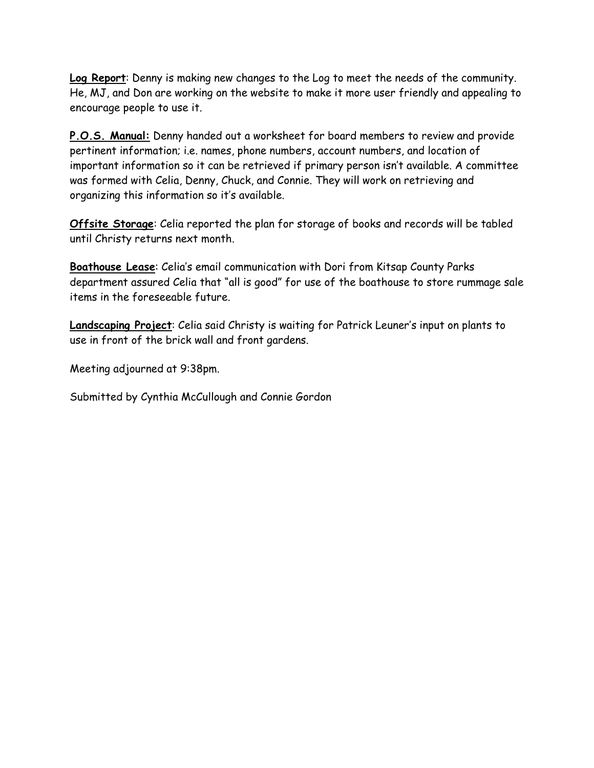**<u>Log Report</u>**: Denny is making new changes to the Log to meet the needs of the community. He, MJ, and Don are working on the website to make it more user friendly and appealing to encourage people to use it.

**<u>P.O.S. Manual:</u>** Denny handed out a worksheet for board members to review and provide pertinent information; i.e. names, phone numbers, account numbers, and location of important information so it can be retrieved if primary person isn't available. A committee was formed with Celia, Denny, Chuck, and Connie. They will work on retrieving and organizing this information so it's available.

**<u>Offsite Storage</u>**: Celia reported the plan for storage of books and records will be tabled until Christy returns next month.

**<u>Boathouse Lease</u>**: Celia's email communication with Dori from Kitsap County Parks department assured Celia that "all is good" for use of the boathouse to store rummage sale items in the foreseeable future.

**<u>Landscaping Project</u>**: Celia said Christy is waiting for Patrick Leuner's input on plants to use in front of the brick wall and front gardens.

Meeting adjourned at 9:38pm.

Submitted by Cynthia McCullough and Connie Gordon